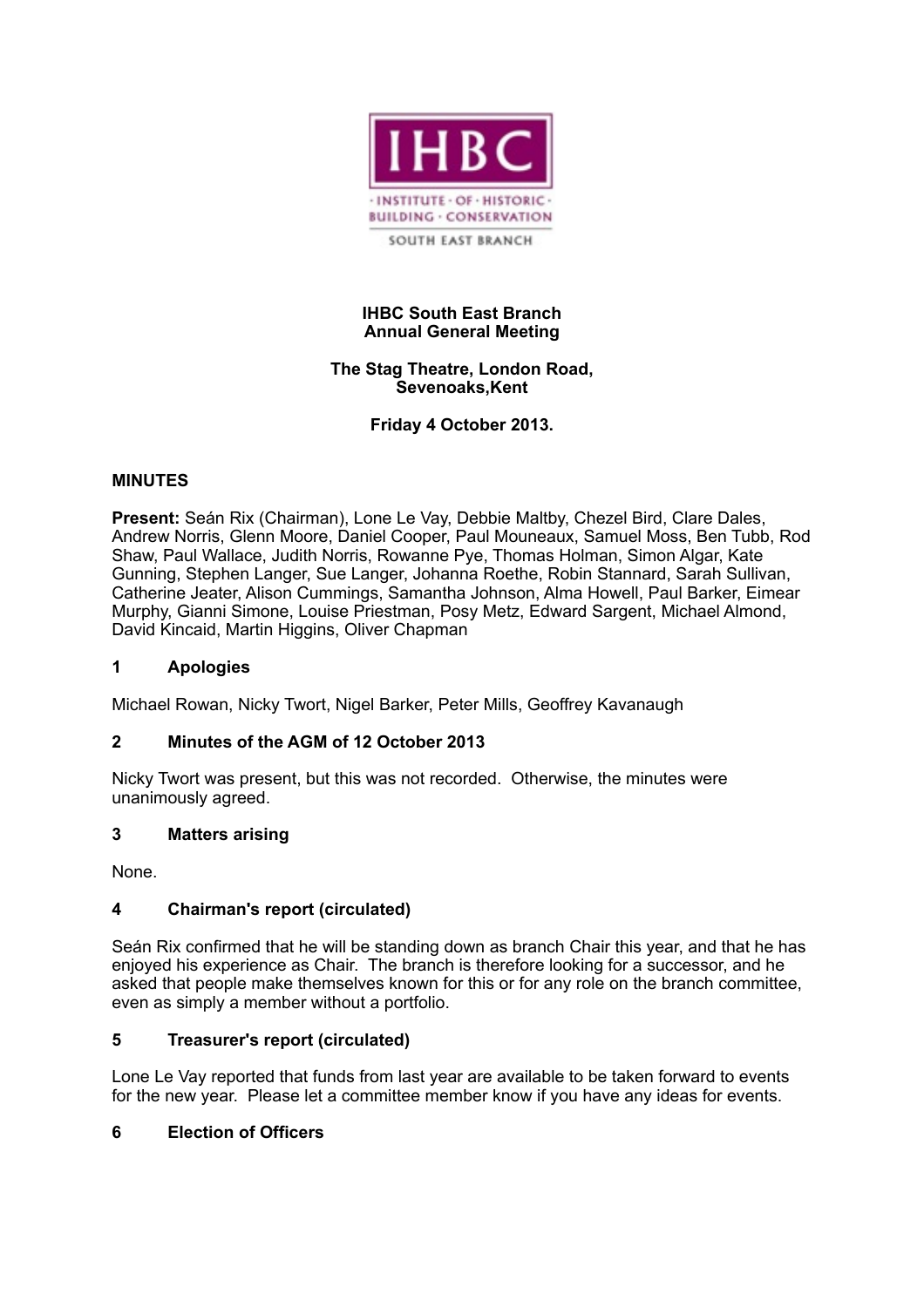IHBC

· INSTITUTE · OF · HISTORIC · BUILDING · CONSERVATION

SOUTH EAST BRANCH

**IHBC South East Branch**
**Annual General Meeting**

**The Stag Theatre, London Road, Sevenoaks,Kent**

**Friday 4 October 2013.**

## MINUTES

**Present:** Seán Rix (Chairman), Lone Le Vay, Debbie Maltby, Chezel Bird, Clare Dales, Andrew Norris, Glenn Moore, Daniel Cooper, Paul Mouneaux, Samuel Moss, Ben Tubb, Rod Shaw, Paul Wallace, Judith Norris, Rowanne Pye, Thomas Holman, Simon Algar, Kate Gunning, Stephen Langer, Sue Langer, Johanna Roethe, Robin Stannard, Sarah Sullivan, Catherine Jeater, Alison Cummings, Samantha Johnson, Alma Howell, Paul Barker, Eimear Murphy, Gianni Simone, Louise Priestman, Posy Metz, Edward Sargent, Michael Almond, David Kincaid, Martin Higgins, Oliver Chapman

### 1 Apologies

Michael Rowan, Nicky Twort, Nigel Barker, Peter Mills, Geoffrey Kavanaugh

### 2 Minutes of the AGM of 12 October 2013

Nicky Twort was present, but this was not recorded. Otherwise, the minutes were unanimously agreed.

### 3 Matters arising

None.

### 4 Chairman's report (circulated)

Seán Rix confirmed that he will be standing down as branch Chair this year, and that he has enjoyed his experience as Chair. The branch is therefore looking for a successor, and he asked that people make themselves known for this or for any role on the branch committee, even as simply a member without a portfolio.

### 5 Treasurer's report (circulated)

Lone Le Vay reported that funds from last year are available to be taken forward to events for the new year. Please let a committee member know if you have any ideas for events.

### 6 Election of Officers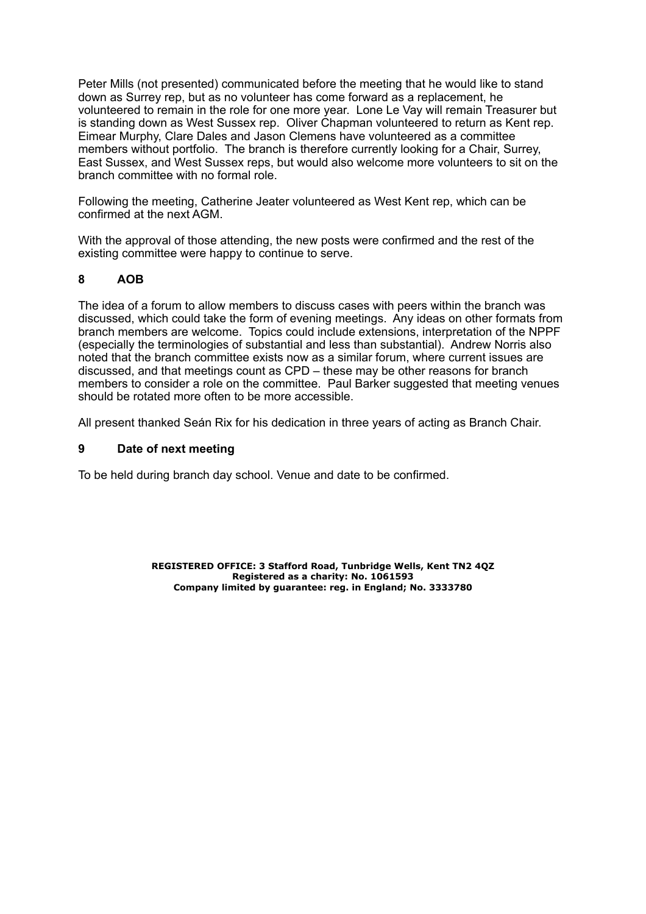Peter Mills (not presented) communicated before the meeting that he would like to stand down as Surrey rep, but as no volunteer has come forward as a replacement, he volunteered to remain in the role for one more year. Lone Le Vay will remain Treasurer but is standing down as West Sussex rep. Oliver Chapman volunteered to return as Kent rep. Eimear Murphy, Clare Dales and Jason Clemens have volunteered as a committee members without portfolio. The branch is therefore currently looking for a Chair, Surrey, East Sussex, and West Sussex reps, but would also welcome more volunteers to sit on the branch committee with no formal role.

Following the meeting, Catherine Jeater volunteered as West Kent rep, which can be confirmed at the next AGM.

With the approval of those attending, the new posts were confirmed and the rest of the existing committee were happy to continue to serve.

## 8 AOB

The idea of a forum to allow members to discuss cases with peers within the branch was discussed, which could take the form of evening meetings. Any ideas on other formats from branch members are welcome. Topics could include extensions, interpretation of the NPPF (especially the terminologies of substantial and less than substantial). Andrew Norris also noted that the branch committee exists now as a similar forum, where current issues are discussed, and that meetings count as CPD – these may be other reasons for branch members to consider a role on the committee. Paul Barker suggested that meeting venues should be rotated more often to be more accessible.

All present thanked Seán Rix for his dedication in three years of acting as Branch Chair.

## 9 Date of next meeting

To be held during branch day school. Venue and date to be confirmed.

**REGISTERED OFFICE: 3 Stafford Road, Tunbridge Wells, Kent TN2 4QZ**
**Registered as a charity: No. 1061593**
**Company limited by guarantee: reg. in England; No. 3333780**